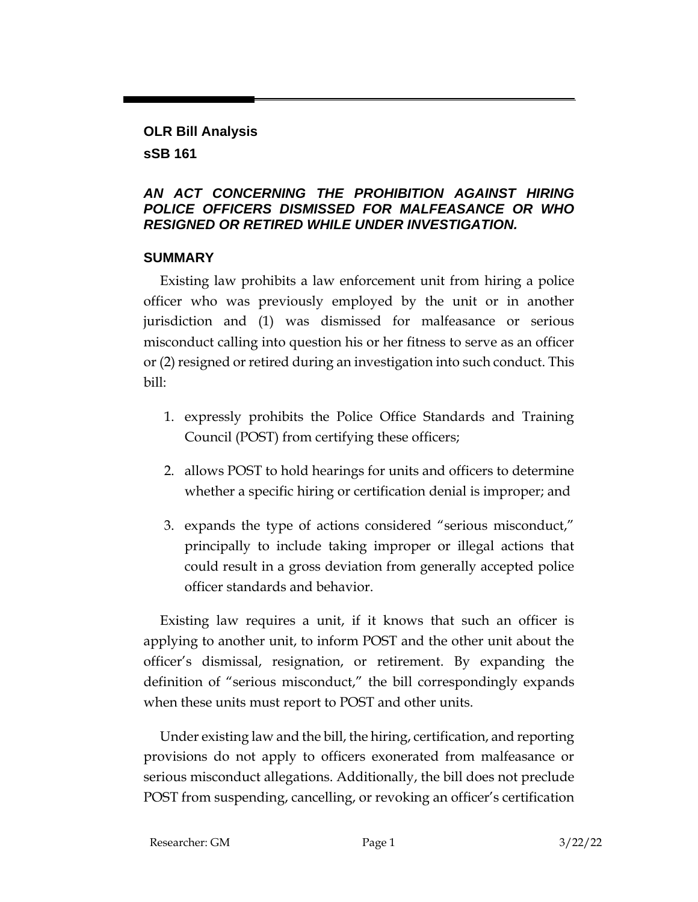## OLR Bill Analysis

## sSB 161

### *AN ACT CONCERNING THE PROHIBITION AGAINST HIRING POLICE OFFICERS DISMISSED FOR MALFEASANCE OR WHO RESIGNED OR RETIRED WHILE UNDER INVESTIGATION.*

### SUMMARY

Existing law prohibits a law enforcement unit from hiring a police officer who was previously employed by the unit or in another jurisdiction and (1) was dismissed for malfeasance or serious misconduct calling into question his or her fitness to serve as an officer or (2) resigned or retired during an investigation into such conduct. This bill:

1. expressly prohibits the Police Office Standards and Training Council (POST) from certifying these officers;
2. allows POST to hold hearings for units and officers to determine whether a specific hiring or certification denial is improper; and
3. expands the type of actions considered "serious misconduct," principally to include taking improper or illegal actions that could result in a gross deviation from generally accepted police officer standards and behavior.

Existing law requires a unit, if it knows that such an officer is applying to another unit, to inform POST and the other unit about the officer's dismissal, resignation, or retirement. By expanding the definition of "serious misconduct," the bill correspondingly expands when these units must report to POST and other units.

Under existing law and the bill, the hiring, certification, and reporting provisions do not apply to officers exonerated from malfeasance or serious misconduct allegations. Additionally, the bill does not preclude POST from suspending, cancelling, or revoking an officer's certification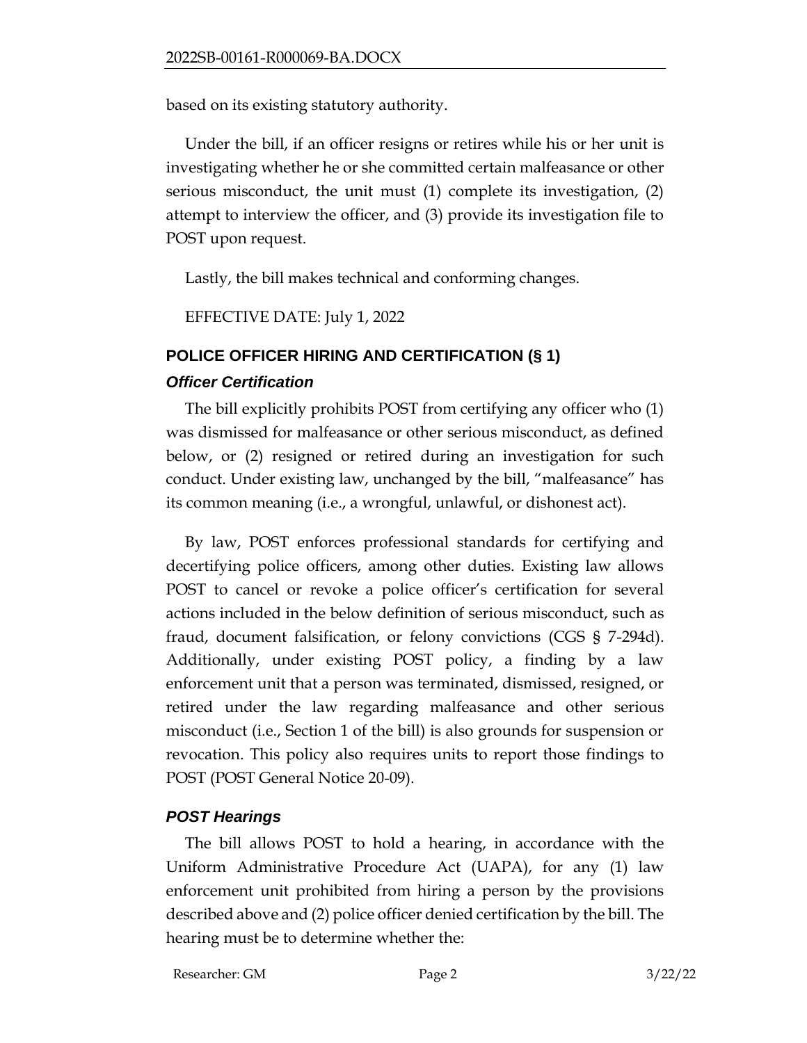based on its existing statutory authority.

Under the bill, if an officer resigns or retires while his or her unit is investigating whether he or she committed certain malfeasance or other serious misconduct, the unit must (1) complete its investigation, (2) attempt to interview the officer, and (3) provide its investigation file to POST upon request.

Lastly, the bill makes technical and conforming changes.

EFFECTIVE DATE: July 1, 2022

## POLICE OFFICER HIRING AND CERTIFICATION (§ 1)

### *Officer Certification*

The bill explicitly prohibits POST from certifying any officer who (1) was dismissed for malfeasance or other serious misconduct, as defined below, or (2) resigned or retired during an investigation for such conduct. Under existing law, unchanged by the bill, "malfeasance" has its common meaning (i.e., a wrongful, unlawful, or dishonest act).

By law, POST enforces professional standards for certifying and decertifying police officers, among other duties. Existing law allows POST to cancel or revoke a police officer's certification for several actions included in the below definition of serious misconduct, such as fraud, document falsification, or felony convictions (CGS § 7-294d). Additionally, under existing POST policy, a finding by a law enforcement unit that a person was terminated, dismissed, resigned, or retired under the law regarding malfeasance and other serious misconduct (i.e., Section 1 of the bill) is also grounds for suspension or revocation. This policy also requires units to report those findings to POST (POST General Notice 20-09).

### *POST Hearings*

The bill allows POST to hold a hearing, in accordance with the Uniform Administrative Procedure Act (UAPA), for any (1) law enforcement unit prohibited from hiring a person by the provisions described above and (2) police officer denied certification by the bill. The hearing must be to determine whether the: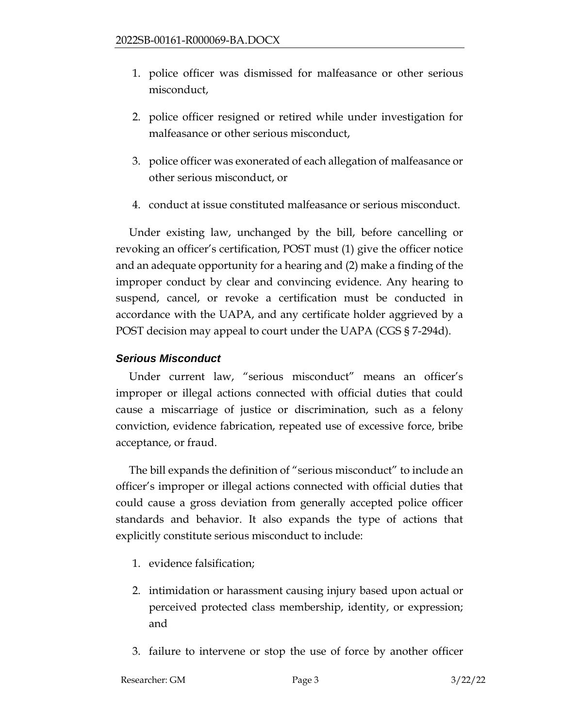1. police officer was dismissed for malfeasance or other serious misconduct,

2. police officer resigned or retired while under investigation for malfeasance or other serious misconduct,

3. police officer was exonerated of each allegation of malfeasance or other serious misconduct, or

4. conduct at issue constituted malfeasance or serious misconduct.

Under existing law, unchanged by the bill, before cancelling or revoking an officer's certification, POST must (1) give the officer notice and an adequate opportunity for a hearing and (2) make a finding of the improper conduct by clear and convincing evidence. Any hearing to suspend, cancel, or revoke a certification must be conducted in accordance with the UAPA, and any certificate holder aggrieved by a POST decision may appeal to court under the UAPA (CGS § 7-294d).

### *Serious Misconduct*

Under current law, "serious misconduct" means an officer's improper or illegal actions connected with official duties that could cause a miscarriage of justice or discrimination, such as a felony conviction, evidence fabrication, repeated use of excessive force, bribe acceptance, or fraud.

The bill expands the definition of "serious misconduct" to include an officer's improper or illegal actions connected with official duties that could cause a gross deviation from generally accepted police officer standards and behavior. It also expands the type of actions that explicitly constitute serious misconduct to include:

1. evidence falsification;

2. intimidation or harassment causing injury based upon actual or perceived protected class membership, identity, or expression; and

3. failure to intervene or stop the use of force by another officer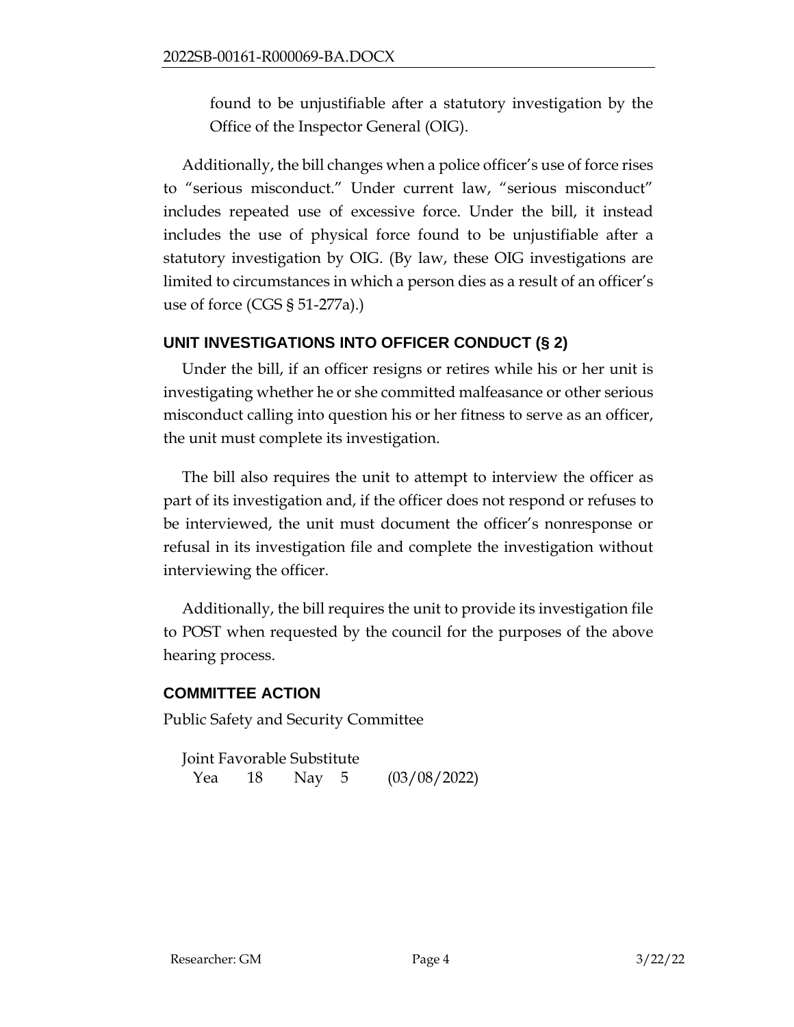found to be unjustifiable after a statutory investigation by the Office of the Inspector General (OIG).

Additionally, the bill changes when a police officer's use of force rises to "serious misconduct." Under current law, "serious misconduct" includes repeated use of excessive force. Under the bill, it instead includes the use of physical force found to be unjustifiable after a statutory investigation by OIG. (By law, these OIG investigations are limited to circumstances in which a person dies as a result of an officer's use of force (CGS § 51-277a).)

## UNIT INVESTIGATIONS INTO OFFICER CONDUCT (§ 2)

Under the bill, if an officer resigns or retires while his or her unit is investigating whether he or she committed malfeasance or other serious misconduct calling into question his or her fitness to serve as an officer, the unit must complete its investigation.

The bill also requires the unit to attempt to interview the officer as part of its investigation and, if the officer does not respond or refuses to be interviewed, the unit must document the officer's nonresponse or refusal in its investigation file and complete the investigation without interviewing the officer.

Additionally, the bill requires the unit to provide its investigation file to POST when requested by the council for the purposes of the above hearing process.

## COMMITTEE ACTION

Public Safety and Security Committee

| | | | | |
|---|---|---|---|---|
| Joint Favorable Substitute | | | | |
| Yea | 18 | Nay | 5 | (03/08/2022) |